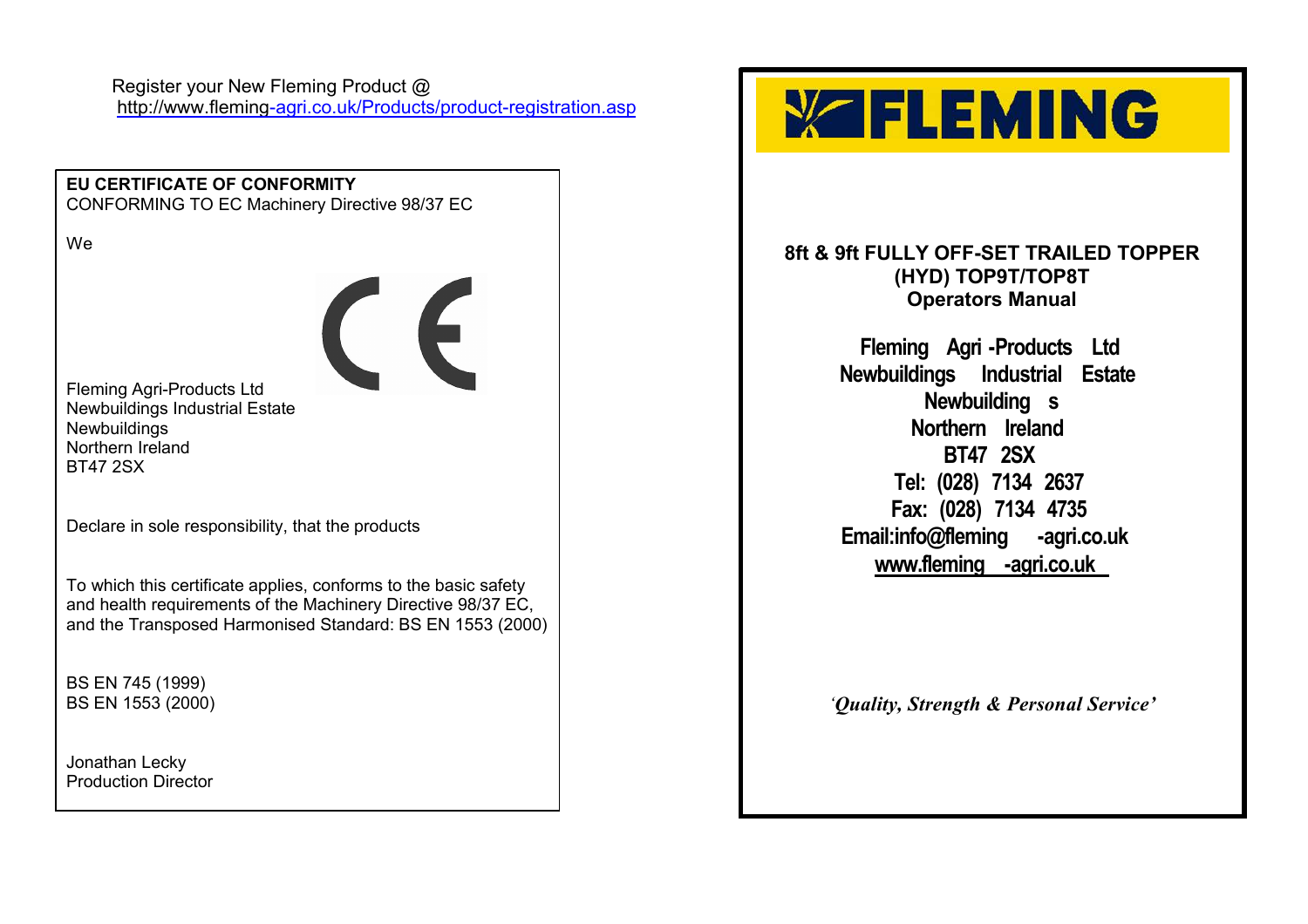Register your New Fleming Product @
http://www.fleming-agri.co.uk/Products/product-registration.asp

**EU CERTIFICATE OF CONFORMITY**
CONFORMING TO EC Machinery Directive 98/37 EC

We

Fleming Agri-Products Ltd
Newbuildings Industrial Estate
Newbuildings
Northern Ireland
BT47 2SX

Declare in sole responsibility, that the products

To which this certificate applies, conforms to the basic safety and health requirements of the Machinery Directive 98/37 EC, and the Transposed Harmonised Standard: BS EN 1553 (2000)

BS EN 745 (1999)
BS EN 1553 (2000)

Jonathan Lecky
Production Director

# FLEMING

**8ft & 9ft FULLY OFF-SET TRAILED TOPPER (HYD) TOP9T/TOP8T**
**Operators Manual**

**Fleming Agri-Products Ltd**
**Newbuildings Industrial Estate**
**Newbuildings**
**Northern Ireland**
**BT47 2SX**
**Tel: (028) 7134 2637**
**Fax: (028) 7134 4735**
**Email:info@fleming-agri.co.uk**
**www.fleming-agri.co.uk**

*'Quality, Strength & Personal Service'*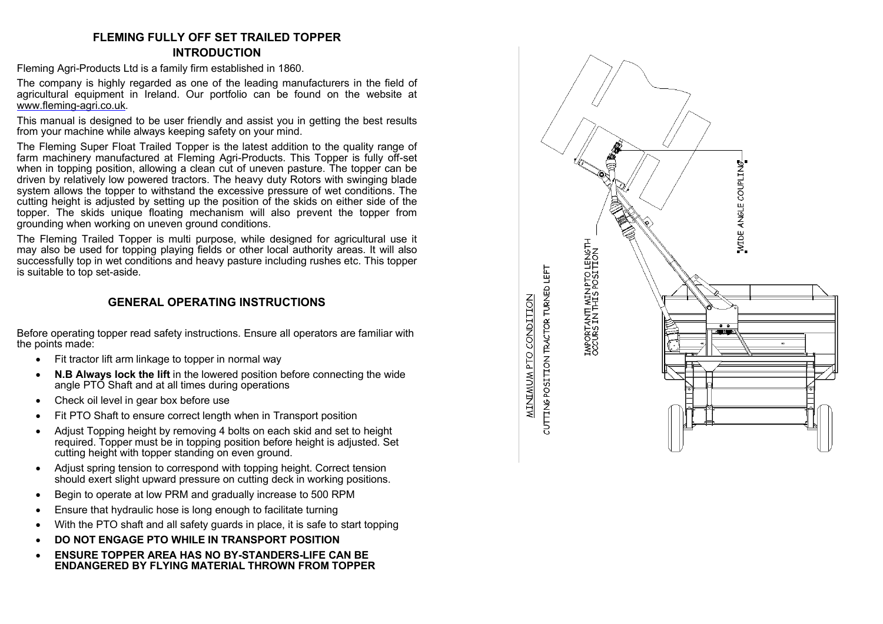## FLEMING FULLY OFF SET TRAILED TOPPER

### INTRODUCTION

Fleming Agri-Products Ltd is a family firm established in 1860.

The company is highly regarded as one of the leading manufacturers in the field of agricultural equipment in Ireland. Our portfolio can be found on the website at www.fleming-agri.co.uk.

This manual is designed to be user friendly and assist you in getting the best results from your machine while always keeping safety on your mind.

The Fleming Super Float Trailed Topper is the latest addition to the quality range of farm machinery manufactured at Fleming Agri-Products. This Topper is fully off-set when in topping position, allowing a clean cut of uneven pasture. The topper can be driven by relatively low powered tractors. The heavy duty Rotors with swinging blade system allows the topper to withstand the excessive pressure of wet conditions. The cutting height is adjusted by setting up the position of the skids on either side of the topper. The skids unique floating mechanism will also prevent the topper from grounding when working on uneven ground conditions.

The Fleming Trailed Topper is multi purpose, while designed for agricultural use it may also be used for topping playing fields or other local authority areas. It will also successfully top in wet conditions and heavy pasture including rushes etc. This topper is suitable to top set-aside.

### GENERAL OPERATING INSTRUCTIONS

Before operating topper read safety instructions. Ensure all operators are familiar with the points made:

- Fit tractor lift arm linkage to topper in normal way
- **N.B Always lock the lift** in the lowered position before connecting the wide angle PTO Shaft and at all times during operations
- Check oil level in gear box before use
- Fit PTO Shaft to ensure correct length when in Transport position
- Adjust Topping height by removing 4 bolts on each skid and set to height required. Topper must be in topping position before height is adjusted. Set cutting height with topper standing on even ground.
- Adjust spring tension to correspond with topping height. Correct tension should exert slight upward pressure on cutting deck in working positions.
- Begin to operate at low PRM and gradually increase to 500 RPM
- Ensure that hydraulic hose is long enough to facilitate turning
- With the PTO shaft and all safety guards in place, it is safe to start topping
- **DO NOT ENGAGE PTO WHILE IN TRANSPORT POSITION**
- **ENSURE TOPPER AREA HAS NO BY-STANDERS-LIFE CAN BE ENDANGERED BY FLYING MATERIAL THROWN FROM TOPPER**

MINIMUM PTO CONDITION

CUTTING POSITION TRACTOR TURNED LEFT

IMPORTANT! MIN PTO LENGTH OCCURS IN THIS POSITION

WIDE ANGLE COUPLING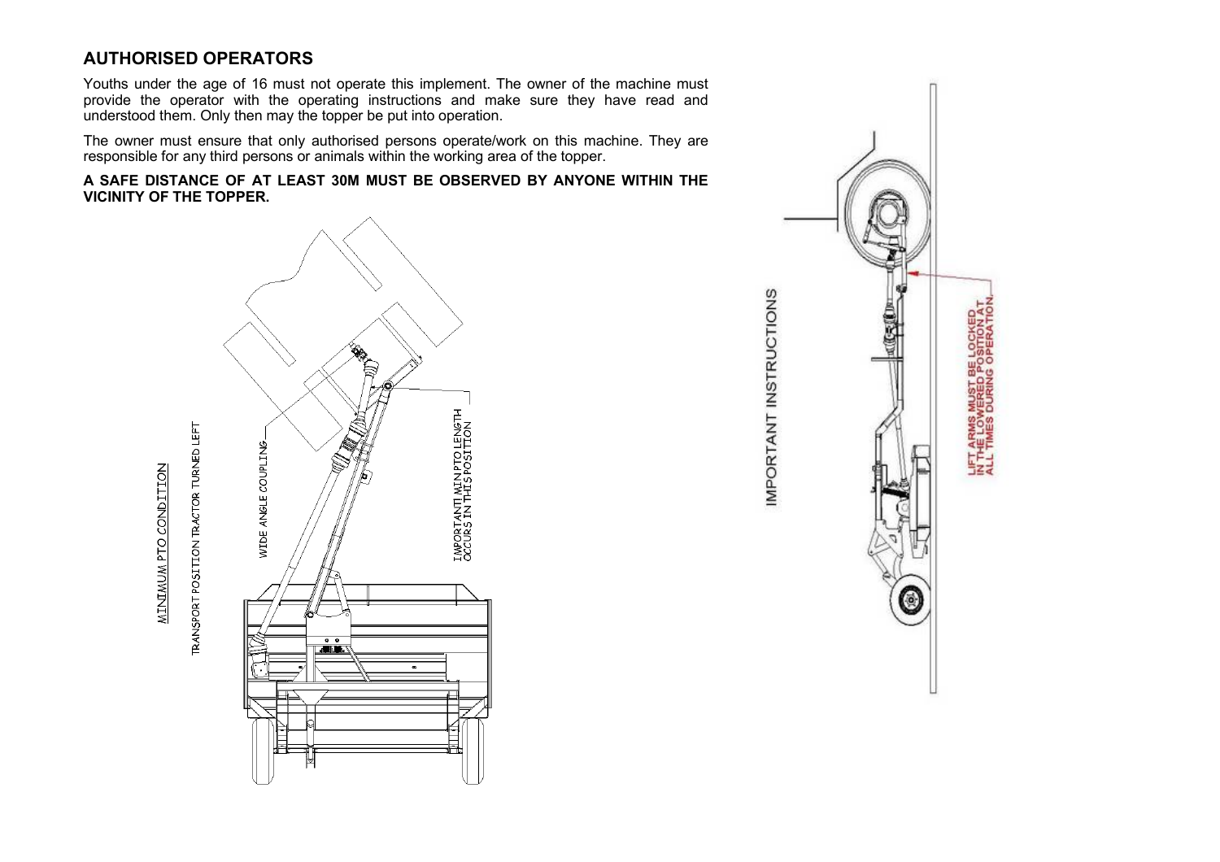## AUTHORISED OPERATORS

Youths under the age of 16 must not operate this implement. The owner of the machine must provide the operator with the operating instructions and make sure they have read and understood them. Only then may the topper be put into operation.

The owner must ensure that only authorised persons operate/work on this machine. They are responsible for any third persons or animals within the working area of the topper.

**A SAFE DISTANCE OF AT LEAST 30M MUST BE OBSERVED BY ANYONE WITHIN THE VICINITY OF THE TOPPER.**

MINIMUM PTO CONDITION

TRANSPORT POSITION TRACTOR TURNED LEFT

WIDE ANGLE COUPLING

IMPORTANT ANTI MIN PTO LENGTH OCCURS IN THIS POSITION

IMPORTANT INSTRUCTIONS

LIFT ARMS MUST BE LOCKED IN THE LOWERED POSITION AT ALL TIMES DURING OPERATION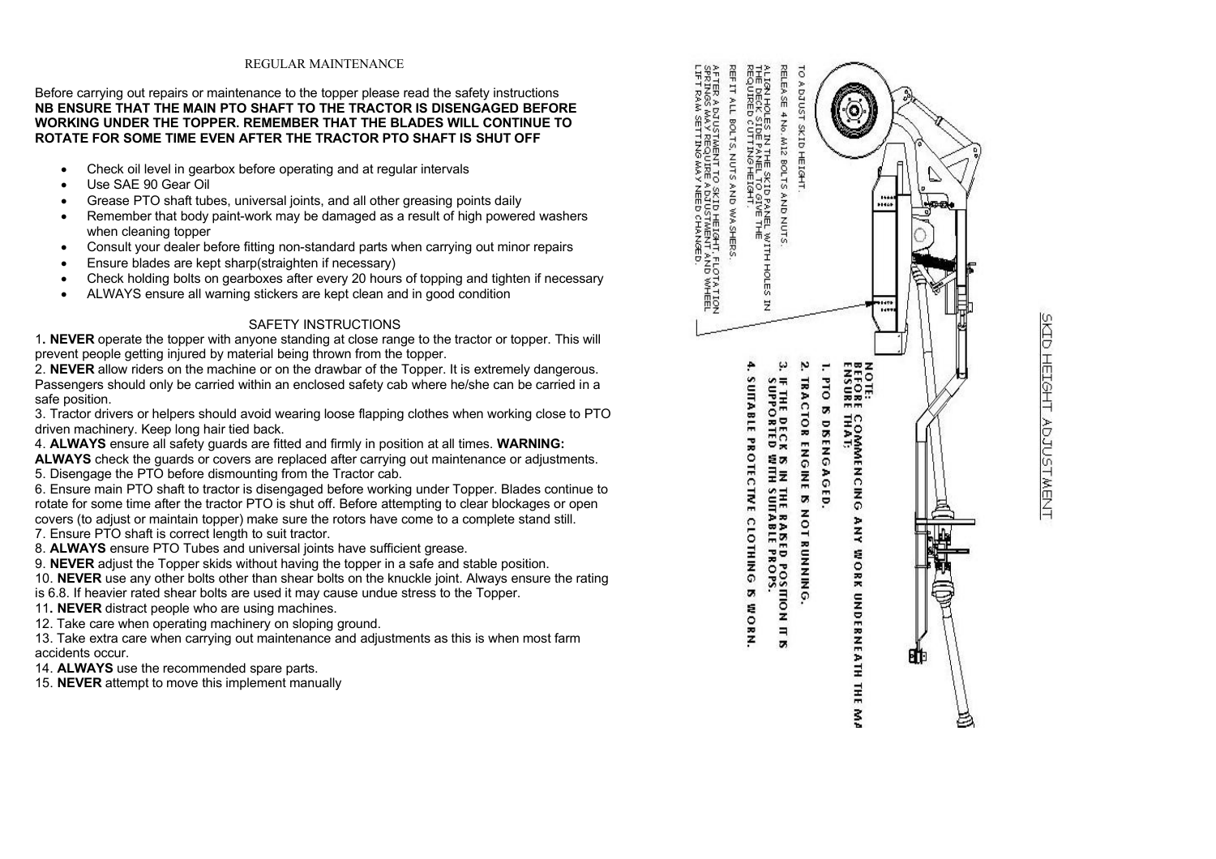## REGULAR MAINTENANCE

Before carrying out repairs or maintenance to the topper please read the safety instructions
**NB ENSURE THAT THE MAIN PTO SHAFT TO THE TRACTOR IS DISENGAGED BEFORE WORKING UNDER THE TOPPER. REMEMBER THAT THE BLADES WILL CONTINUE TO ROTATE FOR SOME TIME EVEN AFTER THE TRACTOR PTO SHAFT IS SHUT OFF**

- Check oil level in gearbox before operating and at regular intervals
- Use SAE 90 Gear Oil
- Grease PTO shaft tubes, universal joints, and all other greasing points daily
- Remember that body paint-work may be damaged as a result of high powered washers when cleaning topper
- Consult your dealer before fitting non-standard parts when carrying out minor repairs
- Ensure blades are kept sharp(straighten if necessary)
- Check holding bolts on gearboxes after every 20 hours of topping and tighten if necessary
- ALWAYS ensure all warning stickers are kept clean and in good condition

## SAFETY INSTRUCTIONS

1**. NEVER** operate the topper with anyone standing at close range to the tractor or topper. This will prevent people getting injured by material being thrown from the topper.
2. **NEVER** allow riders on the machine or on the drawbar of the Topper. It is extremely dangerous. Passengers should only be carried within an enclosed safety cab where he/she can be carried in a safe position.
3. Tractor drivers or helpers should avoid wearing loose flapping clothes when working close to PTO driven machinery. Keep long hair tied back.
4. **ALWAYS** ensure all safety guards are fitted and firmly in position at all times. **WARNING: ALWAYS** check the guards or covers are replaced after carrying out maintenance or adjustments.
5. Disengage the PTO before dismounting from the Tractor cab.
6. Ensure main PTO shaft to tractor is disengaged before working under Topper. Blades continue to rotate for some time after the tractor PTO is shut off. Before attempting to clear blockages or open covers (to adjust or maintain topper) make sure the rotors have come to a complete stand still.
7. Ensure PTO shaft is correct length to suit tractor.
8. **ALWAYS** ensure PTO Tubes and universal joints have sufficient grease.
9. **NEVER** adjust the Topper skids without having the topper in a safe and stable position.
10. **NEVER** use any other bolts other than shear bolts on the knuckle joint. Always ensure the rating is 6.8. If heavier rated shear bolts are used it may cause undue stress to the Topper.
11**. NEVER** distract people who are using machines.
12. Take care when operating machinery on sloping ground.
13. Take extra care when carrying out maintenance and adjustments as this is when most farm accidents occur.
14. **ALWAYS** use the recommended spare parts.
15. **NEVER** attempt to move this implement manually

## SKID HEIGHT ADJUSTMENT

TO ADJUST SKID HEIGHT.

RELEASE 4 No. M12 BOLTS AND NUTS.

ALIGN HOLES IN THE SKID PANEL WITH HOLES IN THE DECK SIDE PANEL TO GIVE THE REQUIRED CUTTING HEIGHT.

REFIT ALL BOLTS, NUTS AND WASHERS.

AFTER ADJUSTMENT TO SKID HEIGHT, FLOTATION SPRINGS MAY REQUIRE ADJUSTMENT AND WHEEL LIFT RAM SETTING MAY NEED CHANGED.

**NOTE:**
**BEFORE COMMENCING ANY WORK UNDERNEATH THE MA**
**ENSURE THAT:**

1. **PTO IS DISENGAGED.**
2. **TRACTOR ENGINE IS NOT RUNNING.**
3. **IF THE DECK IS IN THE RAISED POSITION IT IS SUPPORTED WITH SUITABLE PROPS.**
4. **SUITABLE PROTECTIVE CLOTHING IS WORN.**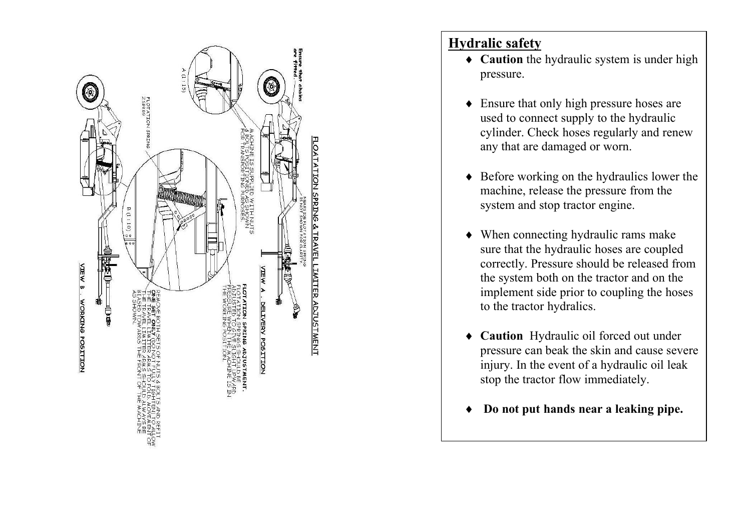## FLOATATION SPRING & TRAVEL LIMITER ADJUSTMENT

**Ensure that chains are fitted.**

A (1 : 15)

MACHINE IS SUPPLIED WITH NUTS & BOLTS POSITIONED AS SHOWN FOR TRANSPORTING PURPOSES.

NEARSIDE FLOTATION SPRING IS NOT SHOWN FOR CLARITY.

**VIEW A . DELIVERY POSITION**

**FLOTATION SPRING ADJUSTMENT.** FLOTATION SPRINGS SHOULD BE ADJUSTED TO GIVE SLIGHT UPWARD PRESSURE WHEN THE MACHINE IS IN THE WORKING POSITION.

FLOTATION SPRING 2SP809

B (1 : 10)

REMOVE BOTH SETS OF NUTS & BOLTS AND REFIT **ONE SET ONLY** (DO NOT FULLY TIGHTEN) TO ALLOW THE TRAVEL LIMITER ARMS TO FOLD. MOVEMENT OF THE TRAVEL LIMITER ARMS SHOULD ALWAYS BE BIASED TOWARDS THE FRONT OF THE MACHINE AS SHOWN.

**VIEW B . WORKING POSITION**

## Hydralic safety

- **Caution** the hydraulic system is under high pressure.
- Ensure that only high pressure hoses are used to connect supply to the hydraulic cylinder. Check hoses regularly and renew any that are damaged or worn.
- Before working on the hydraulics lower the machine, release the pressure from the system and stop tractor engine.
- When connecting hydraulic rams make sure that the hydraulic hoses are coupled correctly. Pressure should be released from the system both on the tractor and on the implement side prior to coupling the hoses to the tractor hydralics.
- **Caution** Hydraulic oil forced out under pressure can beak the skin and cause severe injury. In the event of a hydraulic oil leak stop the tractor flow immediately.
- **Do not put hands near a leaking pipe.**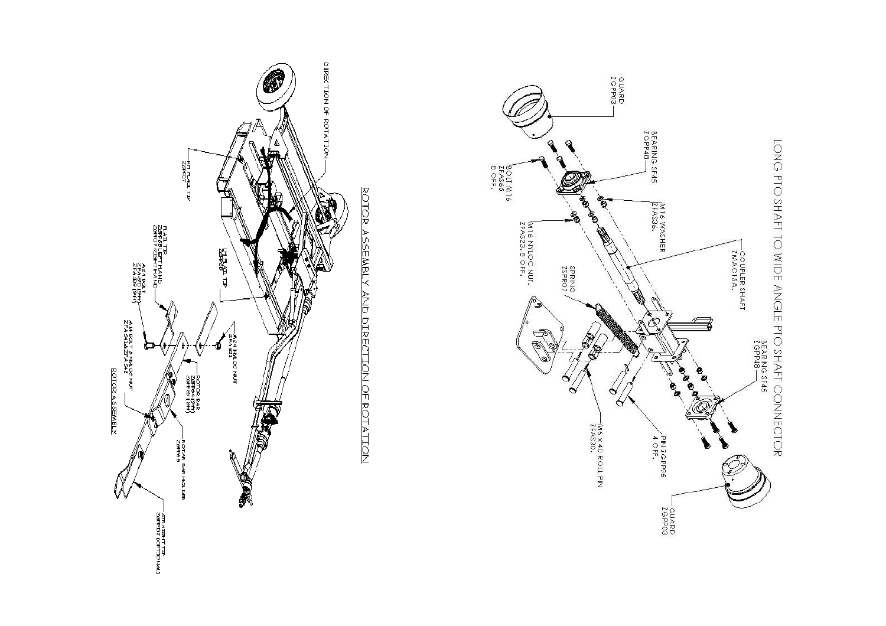# LONG PTO SHAFT TO WIDE ANGLE PTO SHAFT CONNECTOR

GUARD ZGP03

BEARING SF45 ZGPP48

BOLT M16 ZFAS66 8 OFF.

M16 WASHER ZFAS36.

M16 NYLOC NUT. ZFAS23. 8 OFF.

COUPLER SHAFT ZMAC15A.

SPRING ZSPR07

BEARING SF45 ZGPP48

PIN ZGPP95 4 OFF.

M6 X 40 ROLL PIN ZFAS30.

GUARD ZGP03

# ROTOR ASSEMBLY AND DIRECTION OF ROTATION

DIRECTION OF ROTATION

RH FLAIL TIP ZSPR07

LH FLAIL TIP ZSPR86

FLAIL TIP ZSPR88 LEFT HAND ZSPR07 RIGHT HAND

#24 BOLT ZFAS50 (RH) ZFAS59 (RH)

#24 NYLOC NUT ZFAS21

ROTOR BAR ZSPR64 (RH) ZSPR89 (RH)

#1/4 BOLT & NYLOC NUT ZFAS41 & ZFAS42

ROTOR BAR HOLDER ZSPR65

STRAIGHT TIP ZSPR87 (OPTIONAL)

ROTOR ASSEMBLY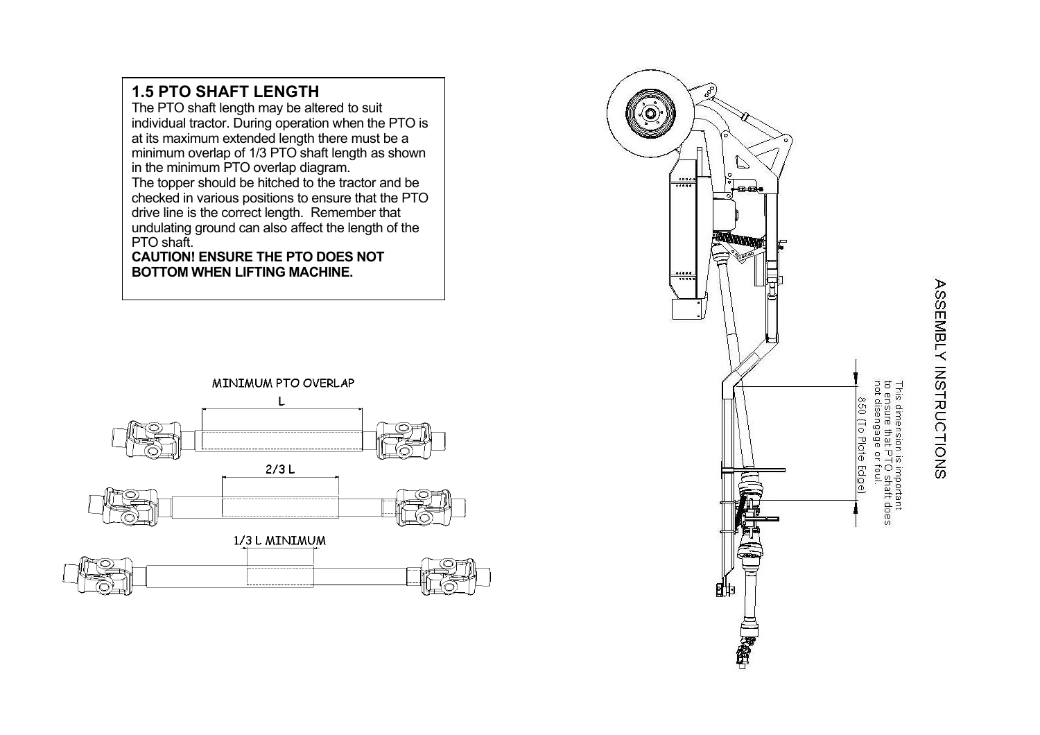## 1.5 PTO SHAFT LENGTH

The PTO shaft length may be altered to suit individual tractor. During operation when the PTO is at its maximum extended length there must be a minimum overlap of 1/3 PTO shaft length as shown in the minimum PTO overlap diagram.

The topper should be hitched to the tractor and be checked in various positions to ensure that the PTO drive line is the correct length. Remember that undulating ground can also affect the length of the PTO shaft.

**CAUTION! ENSURE THE PTO DOES NOT BOTTOM WHEN LIFTING MACHINE.**

MINIMUM PTO OVERLAP

L

2/3 L

1/3 L MINIMUM

850 (To Plate Edge)

This dimension is important to ensure that PTO shaft does not disengage or foul.

ASSEMBLY INSTRUCTIONS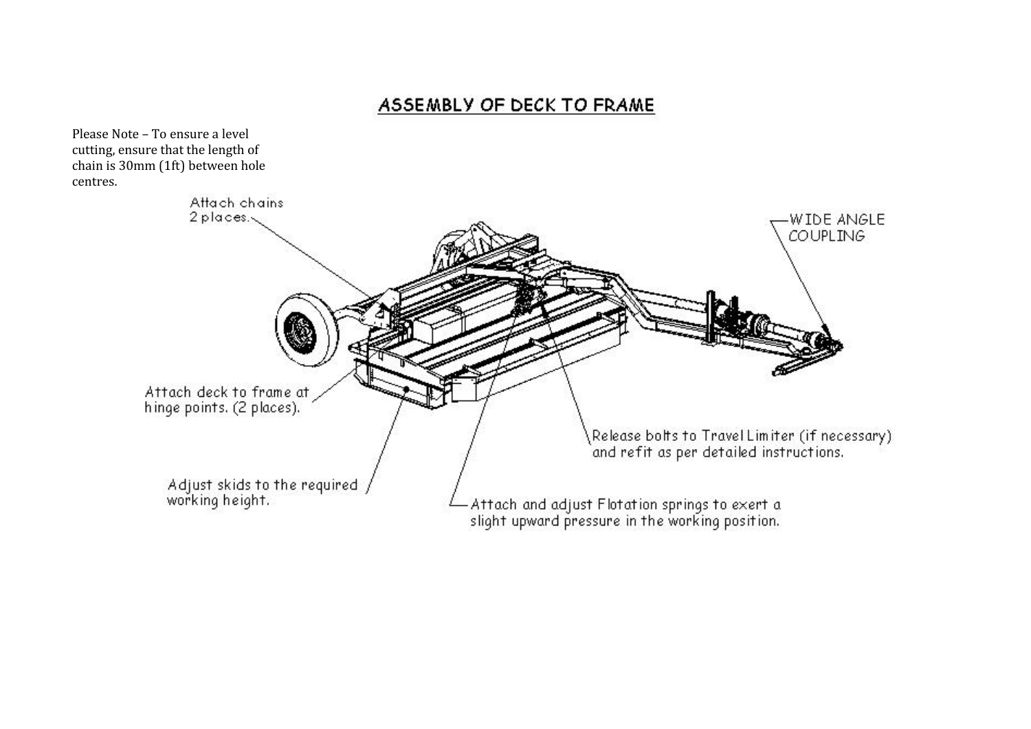# ASSEMBLY OF DECK TO FRAME

Please Note – To ensure a level cutting, ensure that the length of chain is 30mm (1ft) between hole centres.

Attach chains 2 places.

WIDE ANGLE COUPLING

Attach deck to frame at hinge points. (2 places).

Release bolts to Travel Limiter (if necessary) and refit as per detailed instructions.

Adjust skids to the required working height.

Attach and adjust Flotation springs to exert a slight upward pressure in the working position.